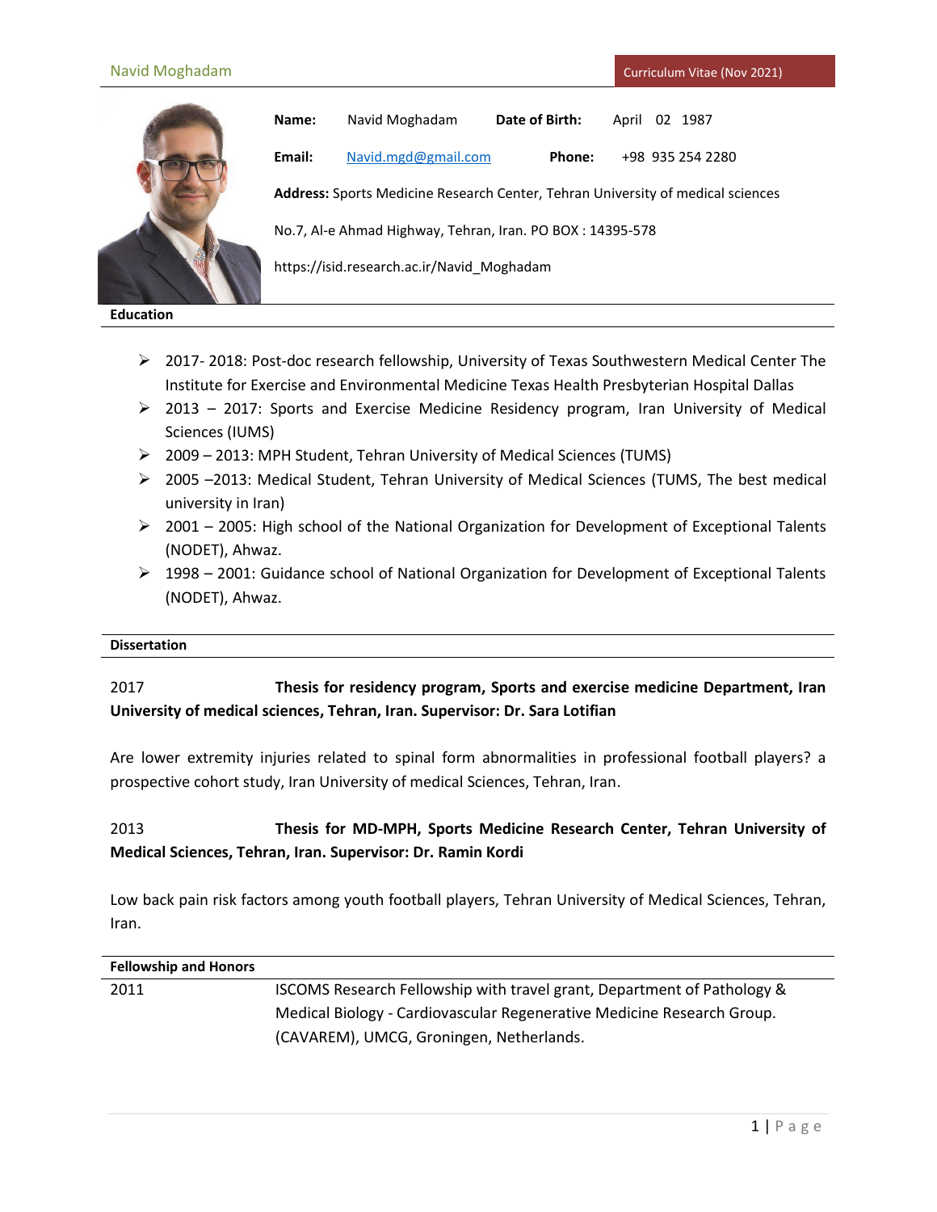# Navid Moghadam

Curriculum Vitae (Nov 2021)

**Name:** Navid Moghadam **Date of Birth:** April 02 1987

**Email:** Navid.mgd@gmail.com **Phone:** +98 935 254 2280

**Address:** Sports Medicine Research Center, Tehran University of medical sciences

No.7, Al-e Ahmad Highway, Tehran, Iran. PO BOX : 14395-578

https://isid.research.ac.ir/Navid_Moghadam

## Education

- 2017- 2018: Post-doc research fellowship, University of Texas Southwestern Medical Center The Institute for Exercise and Environmental Medicine Texas Health Presbyterian Hospital Dallas
- 2013 – 2017: Sports and Exercise Medicine Residency program, Iran University of Medical Sciences (IUMS)
- 2009 – 2013: MPH Student, Tehran University of Medical Sciences (TUMS)
- 2005 –2013: Medical Student, Tehran University of Medical Sciences (TUMS, The best medical university in Iran)
- 2001 – 2005: High school of the National Organization for Development of Exceptional Talents (NODET), Ahwaz.
- 1998 – 2001: Guidance school of National Organization for Development of Exceptional Talents (NODET), Ahwaz.

## Dissertation

2017 **Thesis for residency program, Sports and exercise medicine Department, Iran University of medical sciences, Tehran, Iran. Supervisor: Dr. Sara Lotifian**

Are lower extremity injuries related to spinal form abnormalities in professional football players? a prospective cohort study, Iran University of medical Sciences, Tehran, Iran.

2013 **Thesis for MD-MPH, Sports Medicine Research Center, Tehran University of Medical Sciences, Tehran, Iran. Supervisor: Dr. Ramin Kordi**

Low back pain risk factors among youth football players, Tehran University of Medical Sciences, Tehran, Iran.

## Fellowship and Honors

2011 ISCOMS Research Fellowship with travel grant, Department of Pathology & Medical Biology - Cardiovascular Regenerative Medicine Research Group. (CAVAREM), UMCG, Groningen, Netherlands.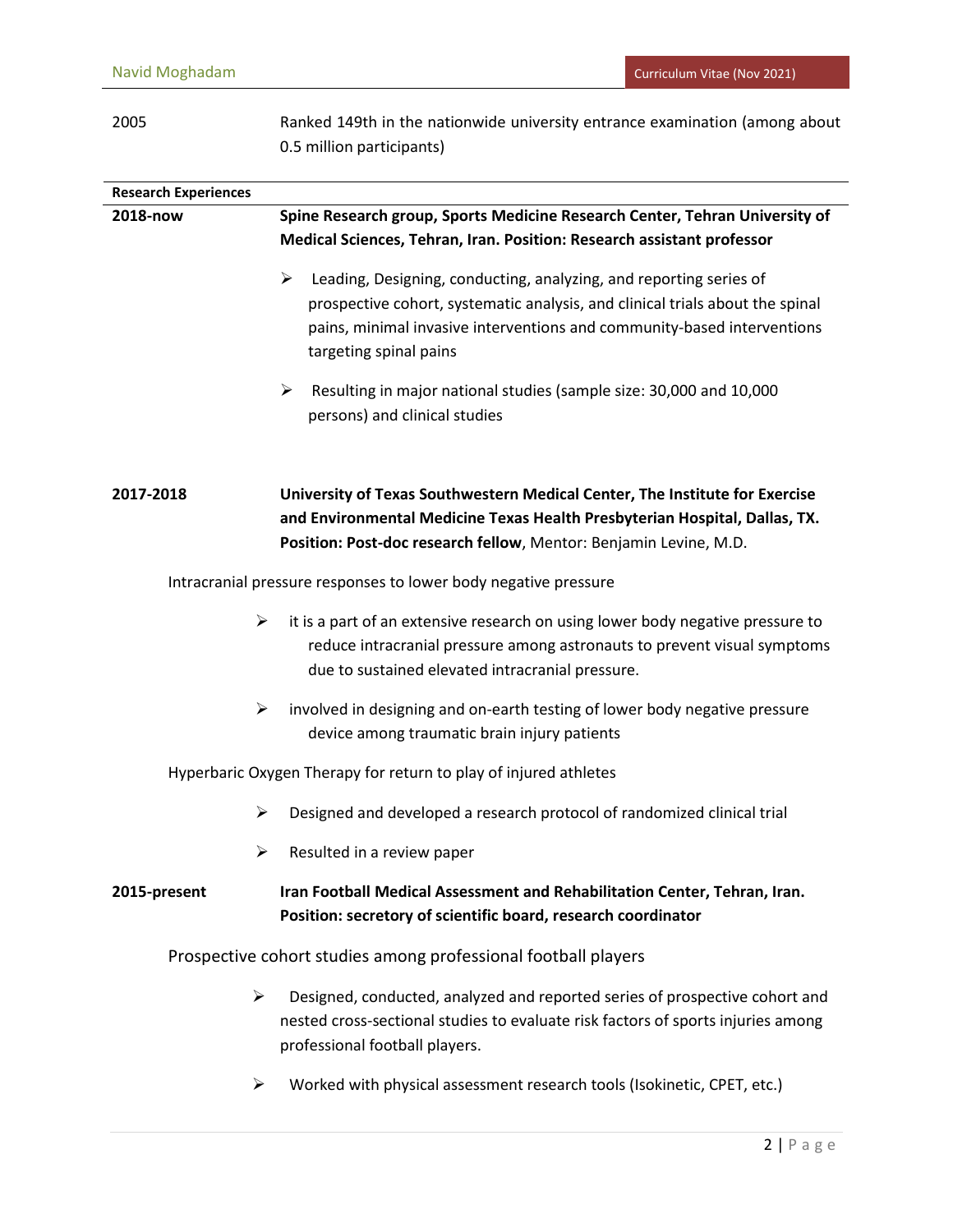2005 — Ranked 149th in the nationwide university entrance examination (among about 0.5 million participants)

## Research Experiences

**2018-now** — **Spine Research group, Sports Medicine Research Center, Tehran University of Medical Sciences, Tehran, Iran. Position: Research assistant professor**

- Leading, Designing, conducting, analyzing, and reporting series of prospective cohort, systematic analysis, and clinical trials about the spinal pains, minimal invasive interventions and community-based interventions targeting spinal pains
- Resulting in major national studies (sample size: 30,000 and 10,000 persons) and clinical studies

**2017-2018** — **University of Texas Southwestern Medical Center, The Institute for Exercise and Environmental Medicine Texas Health Presbyterian Hospital, Dallas, TX. Position: Post-doc research fellow**, Mentor: Benjamin Levine, M.D.

Intracranial pressure responses to lower body negative pressure

- it is a part of an extensive research on using lower body negative pressure to reduce intracranial pressure among astronauts to prevent visual symptoms due to sustained elevated intracranial pressure.
- involved in designing and on-earth testing of lower body negative pressure device among traumatic brain injury patients

Hyperbaric Oxygen Therapy for return to play of injured athletes

- Designed and developed a research protocol of randomized clinical trial
- Resulted in a review paper

**2015-present** — **Iran Football Medical Assessment and Rehabilitation Center, Tehran, Iran. Position: secretory of scientific board, research coordinator**

Prospective cohort studies among professional football players

- Designed, conducted, analyzed and reported series of prospective cohort and nested cross-sectional studies to evaluate risk factors of sports injuries among professional football players.
- Worked with physical assessment research tools (Isokinetic, CPET, etc.)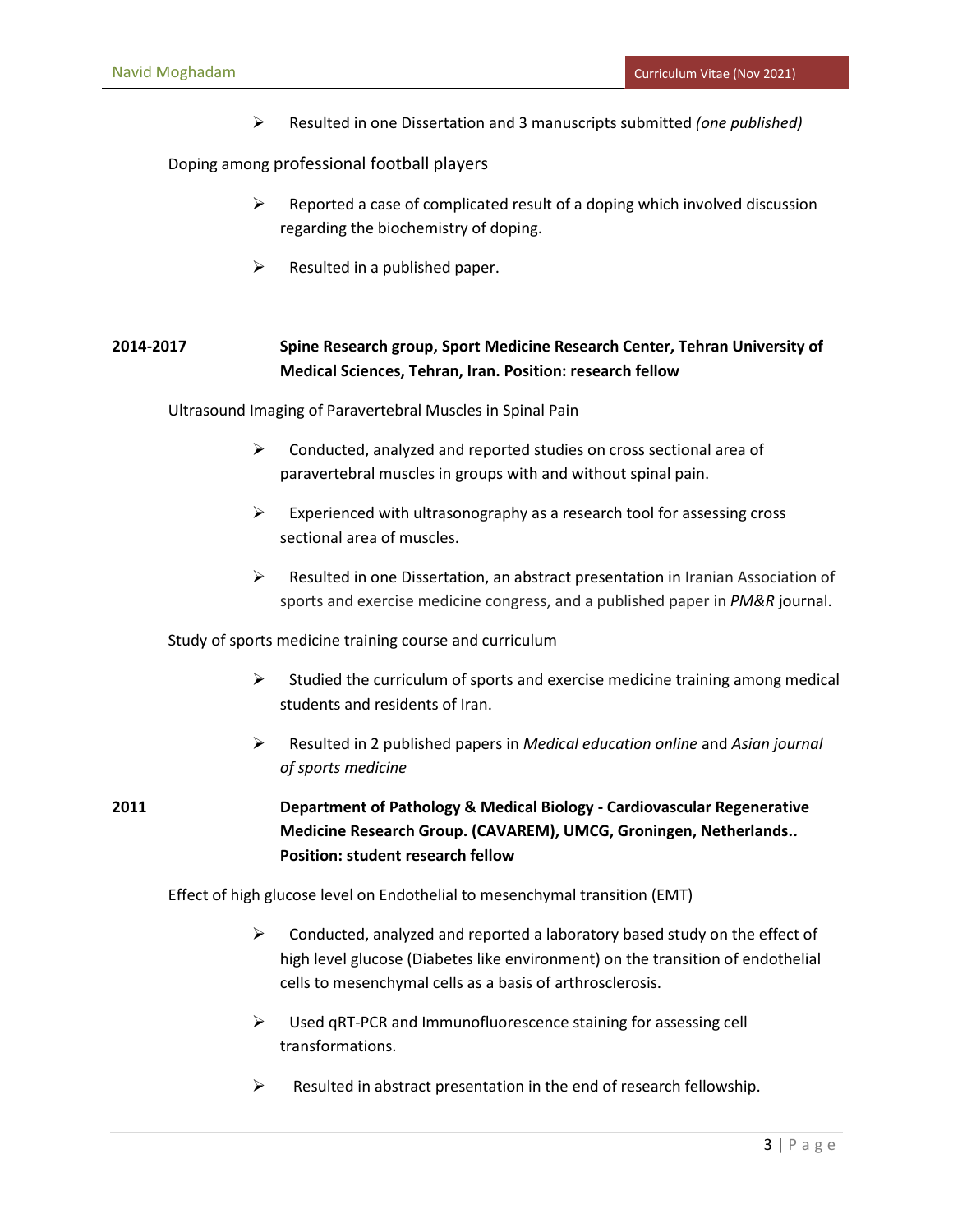- Resulted in one Dissertation and 3 manuscripts submitted *(one published)*

Doping among professional football players

- Reported a case of complicated result of a doping which involved discussion regarding the biochemistry of doping.
- Resulted in a published paper.

**2014-2017** **Spine Research group, Sport Medicine Research Center, Tehran University of Medical Sciences, Tehran, Iran. Position: research fellow**

Ultrasound Imaging of Paravertebral Muscles in Spinal Pain

- Conducted, analyzed and reported studies on cross sectional area of paravertebral muscles in groups with and without spinal pain.
- Experienced with ultrasonography as a research tool for assessing cross sectional area of muscles.
- Resulted in one Dissertation, an abstract presentation in Iranian Association of sports and exercise medicine congress, and a published paper in *PM&R* journal.

Study of sports medicine training course and curriculum

- Studied the curriculum of sports and exercise medicine training among medical students and residents of Iran.
- Resulted in 2 published papers in *Medical education online* and *Asian journal of sports medicine*

**2011** **Department of Pathology & Medical Biology - Cardiovascular Regenerative Medicine Research Group. (CAVAREM), UMCG, Groningen, Netherlands.. Position: student research fellow**

Effect of high glucose level on Endothelial to mesenchymal transition (EMT)

- Conducted, analyzed and reported a laboratory based study on the effect of high level glucose (Diabetes like environment) on the transition of endothelial cells to mesenchymal cells as a basis of arthrosclerosis.
- Used qRT-PCR and Immunofluorescence staining for assessing cell transformations.
- Resulted in abstract presentation in the end of research fellowship.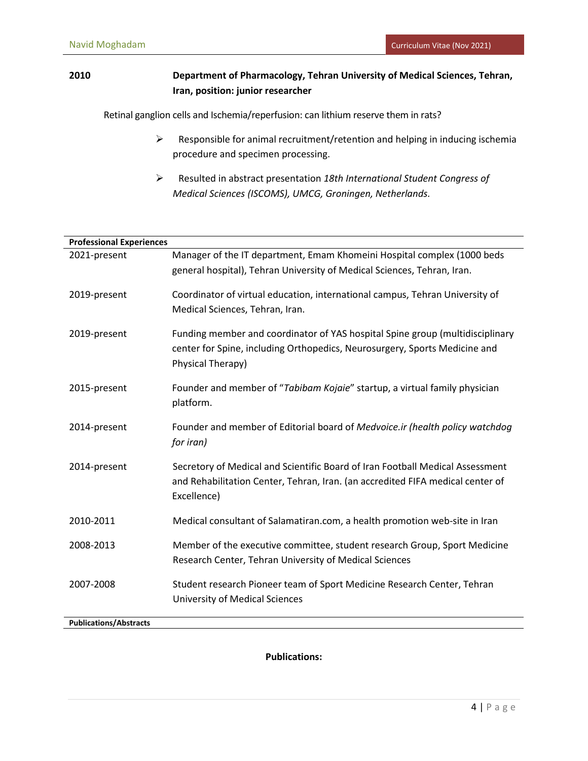**2010** **Department of Pharmacology, Tehran University of Medical Sciences, Tehran, Iran, position: junior researcher**

Retinal ganglion cells and Ischemia/reperfusion: can lithium reserve them in rats?

- Responsible for animal recruitment/retention and helping in inducing ischemia procedure and specimen processing.
- Resulted in abstract presentation *18th International Student Congress of Medical Sciences (ISCOMS), UMCG, Groningen, Netherlands.*

## Professional Experiences

| | |
|---|---|
| 2021-present | Manager of the IT department, Emam Khomeini Hospital complex (1000 beds general hospital), Tehran University of Medical Sciences, Tehran, Iran. |
| 2019-present | Coordinator of virtual education, international campus, Tehran University of Medical Sciences, Tehran, Iran. |
| 2019-present | Funding member and coordinator of YAS hospital Spine group (multidisciplinary center for Spine, including Orthopedics, Neurosurgery, Sports Medicine and Physical Therapy) |
| 2015-present | Founder and member of "*Tabibam Kojaie*" startup, a virtual family physician platform. |
| 2014-present | Founder and member of Editorial board of *Medvoice.ir (health policy watchdog for iran)* |
| 2014-present | Secretory of Medical and Scientific Board of Iran Football Medical Assessment and Rehabilitation Center, Tehran, Iran. (an accredited FIFA medical center of Excellence) |
| 2010-2011 | Medical consultant of Salamatiran.com, a health promotion web-site in Iran |
| 2008-2013 | Member of the executive committee, student research Group, Sport Medicine Research Center, Tehran University of Medical Sciences |
| 2007-2008 | Student research Pioneer team of Sport Medicine Research Center, Tehran University of Medical Sciences |

## Publications/Abstracts

**Publications:**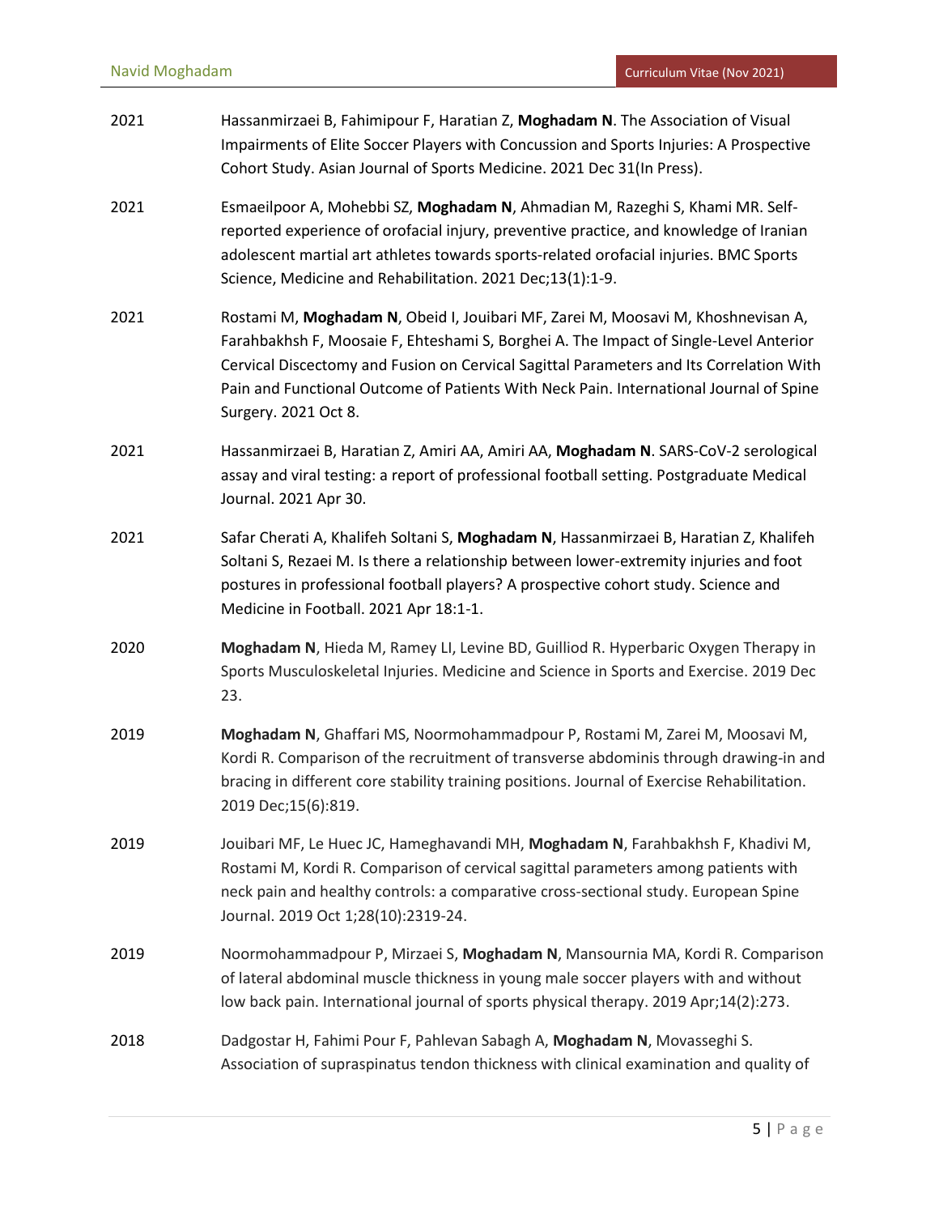2021 Hassanmirzaei B, Fahimipour F, Haratian Z, **Moghadam N**. The Association of Visual Impairments of Elite Soccer Players with Concussion and Sports Injuries: A Prospective Cohort Study. Asian Journal of Sports Medicine. 2021 Dec 31(In Press).

2021 Esmaeilpoor A, Mohebbi SZ, **Moghadam N**, Ahmadian M, Razeghi S, Khami MR. Self-reported experience of orofacial injury, preventive practice, and knowledge of Iranian adolescent martial art athletes towards sports-related orofacial injuries. BMC Sports Science, Medicine and Rehabilitation. 2021 Dec;13(1):1-9.

2021 Rostami M, **Moghadam N**, Obeid I, Jouibari MF, Zarei M, Moosavi M, Khoshnevisan A, Farahbakhsh F, Moosaie F, Ehteshami S, Borghei A. The Impact of Single-Level Anterior Cervical Discectomy and Fusion on Cervical Sagittal Parameters and Its Correlation With Pain and Functional Outcome of Patients With Neck Pain. International Journal of Spine Surgery. 2021 Oct 8.

2021 Hassanmirzaei B, Haratian Z, Amiri AA, Amiri AA, **Moghadam N**. SARS-CoV-2 serological assay and viral testing: a report of professional football setting. Postgraduate Medical Journal. 2021 Apr 30.

2021 Safar Cherati A, Khalifeh Soltani S, **Moghadam N**, Hassanmirzaei B, Haratian Z, Khalifeh Soltani S, Rezaei M. Is there a relationship between lower-extremity injuries and foot postures in professional football players? A prospective cohort study. Science and Medicine in Football. 2021 Apr 18:1-1.

2020 **Moghadam N**, Hieda M, Ramey LI, Levine BD, Guilliod R. Hyperbaric Oxygen Therapy in Sports Musculoskeletal Injuries. Medicine and Science in Sports and Exercise. 2019 Dec 23.

2019 **Moghadam N**, Ghaffari MS, Noormohammadpour P, Rostami M, Zarei M, Moosavi M, Kordi R. Comparison of the recruitment of transverse abdominis through drawing-in and bracing in different core stability training positions. Journal of Exercise Rehabilitation. 2019 Dec;15(6):819.

2019 Jouibari MF, Le Huec JC, Hameghavandi MH, **Moghadam N**, Farahbakhsh F, Khadivi M, Rostami M, Kordi R. Comparison of cervical sagittal parameters among patients with neck pain and healthy controls: a comparative cross-sectional study. European Spine Journal. 2019 Oct 1;28(10):2319-24.

2019 Noormohammadpour P, Mirzaei S, **Moghadam N**, Mansournia MA, Kordi R. Comparison of lateral abdominal muscle thickness in young male soccer players with and without low back pain. International journal of sports physical therapy. 2019 Apr;14(2):273.

2018 Dadgostar H, Fahimi Pour F, Pahlevan Sabagh A, **Moghadam N**, Movasseghi S. Association of supraspinatus tendon thickness with clinical examination and quality of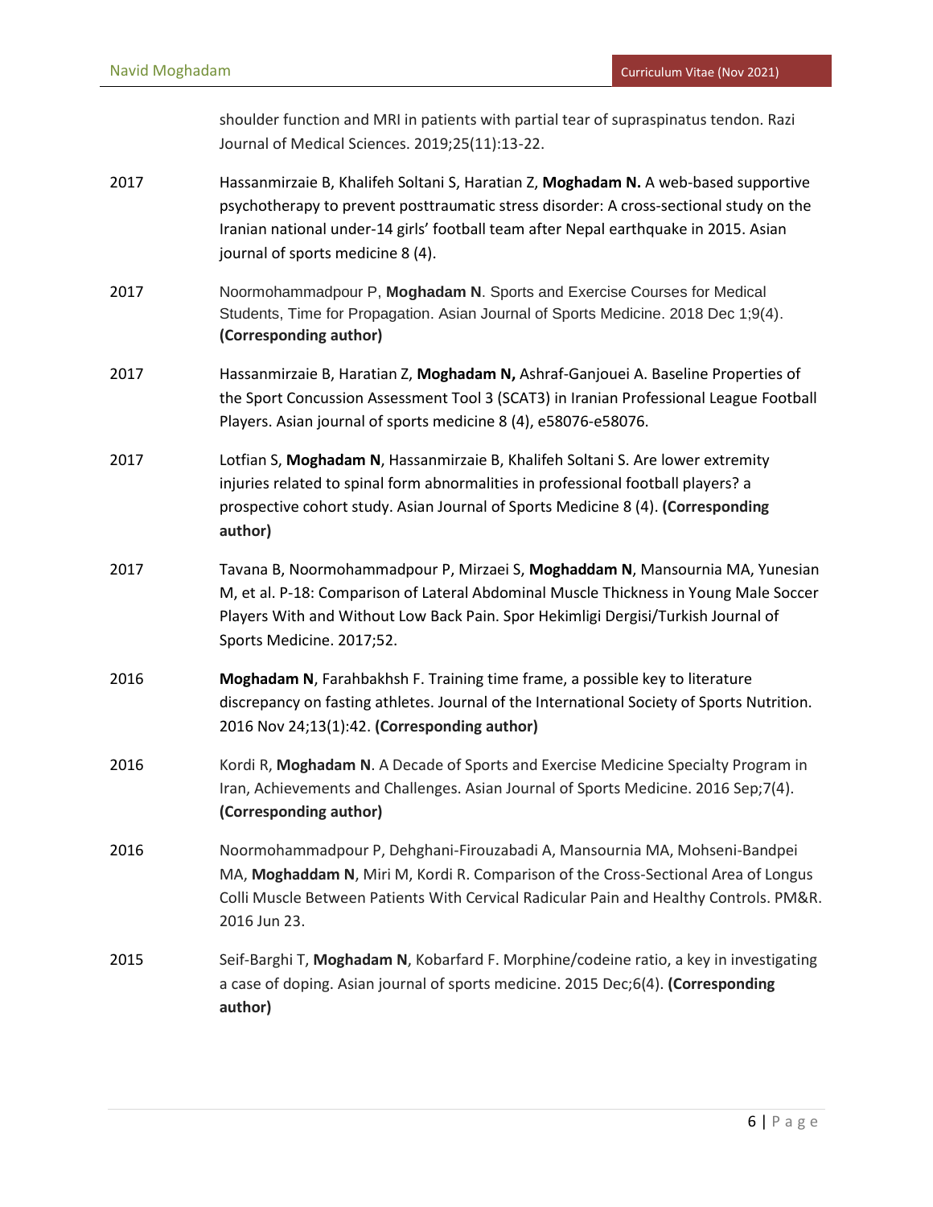shoulder function and MRI in patients with partial tear of supraspinatus tendon. Razi Journal of Medical Sciences. 2019;25(11):13-22.

| | |
|---|---|
| 2017 | Hassanmirzaie B, Khalifeh Soltani S, Haratian Z, **Moghadam N.** A web-based supportive psychotherapy to prevent posttraumatic stress disorder: A cross-sectional study on the Iranian national under-14 girls' football team after Nepal earthquake in 2015. Asian journal of sports medicine 8 (4). |
| 2017 | Noormohammadpour P, **Moghadam N**. Sports and Exercise Courses for Medical Students, Time for Propagation. Asian Journal of Sports Medicine. 2018 Dec 1;9(4). **(Corresponding author)** |
| 2017 | Hassanmirzaie B, Haratian Z, **Moghadam N,** Ashraf-Ganjouei A. Baseline Properties of the Sport Concussion Assessment Tool 3 (SCAT3) in Iranian Professional League Football Players. Asian journal of sports medicine 8 (4), e58076-e58076. |
| 2017 | Lotfian S, **Moghadam N**, Hassanmirzaie B, Khalifeh Soltani S. Are lower extremity injuries related to spinal form abnormalities in professional football players? a prospective cohort study. Asian Journal of Sports Medicine 8 (4). **(Corresponding author)** |
| 2017 | Tavana B, Noormohammadpour P, Mirzaei S, **Moghaddam N**, Mansournia MA, Yunesian M, et al. P-18: Comparison of Lateral Abdominal Muscle Thickness in Young Male Soccer Players With and Without Low Back Pain. Spor Hekimligi Dergisi/Turkish Journal of Sports Medicine. 2017;52. |
| 2016 | **Moghadam N**, Farahbakhsh F. Training time frame, a possible key to literature discrepancy on fasting athletes. Journal of the International Society of Sports Nutrition. 2016 Nov 24;13(1):42. **(Corresponding author)** |
| 2016 | Kordi R, **Moghadam N**. A Decade of Sports and Exercise Medicine Specialty Program in Iran, Achievements and Challenges. Asian Journal of Sports Medicine. 2016 Sep;7(4). **(Corresponding author)** |
| 2016 | Noormohammadpour P, Dehghani-Firouzabadi A, Mansournia MA, Mohseni-Bandpei MA, **Moghaddam N**, Miri M, Kordi R. Comparison of the Cross-Sectional Area of Longus Colli Muscle Between Patients With Cervical Radicular Pain and Healthy Controls. PM&R. 2016 Jun 23. |
| 2015 | Seif-Barghi T, **Moghadam N**, Kobarfard F. Morphine/codeine ratio, a key in investigating a case of doping. Asian journal of sports medicine. 2015 Dec;6(4). **(Corresponding author)** |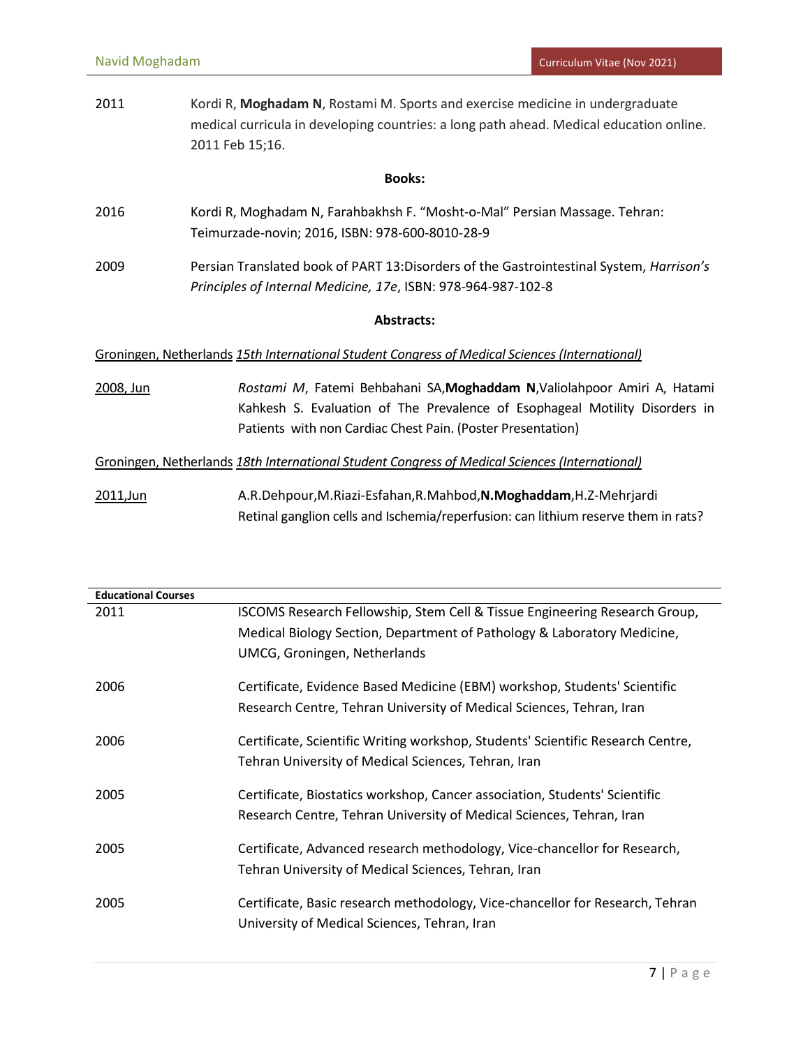2011 Kordi R, **Moghadam N**, Rostami M. Sports and exercise medicine in undergraduate medical curricula in developing countries: a long path ahead. Medical education online. 2011 Feb 15;16.

**Books:**

2016 Kordi R, Moghadam N, Farahbakhsh F. "Mosht-o-Mal" Persian Massage. Tehran: Teimurzade-novin; 2016, ISBN: 978-600-8010-28-9

2009 Persian Translated book of PART 13:Disorders of the Gastrointestinal System, *Harrison's Principles of Internal Medicine, 17e*, ISBN: 978-964-987-102-8

**Abstracts:**

Groningen, Netherlands *15th International Student Congress of Medical Sciences (International)*

2008, Jun *Rostami M*, Fatemi Behbahani SA,**Moghaddam N**,Valiolahpoor Amiri A, Hatami Kahkesh S. Evaluation of The Prevalence of Esophageal Motility Disorders in Patients with non Cardiac Chest Pain. (Poster Presentation)

Groningen, Netherlands *18th International Student Congress of Medical Sciences (International)*

2011,Jun A.R.Dehpour,M.Riazi-Esfahan,R.Mahbod,**N.Moghaddam**,H.Z-Mehrjardi Retinal ganglion cells and Ischemia/reperfusion: can lithium reserve them in rats?

**Educational Courses**

2011 ISCOMS Research Fellowship, Stem Cell & Tissue Engineering Research Group, Medical Biology Section, Department of Pathology & Laboratory Medicine, UMCG, Groningen, Netherlands

2006 Certificate, Evidence Based Medicine (EBM) workshop, Students' Scientific Research Centre, Tehran University of Medical Sciences, Tehran, Iran

2006 Certificate, Scientific Writing workshop, Students' Scientific Research Centre, Tehran University of Medical Sciences, Tehran, Iran

2005 Certificate, Biostatics workshop, Cancer association, Students' Scientific Research Centre, Tehran University of Medical Sciences, Tehran, Iran

2005 Certificate, Advanced research methodology, Vice-chancellor for Research, Tehran University of Medical Sciences, Tehran, Iran

2005 Certificate, Basic research methodology, Vice-chancellor for Research, Tehran University of Medical Sciences, Tehran, Iran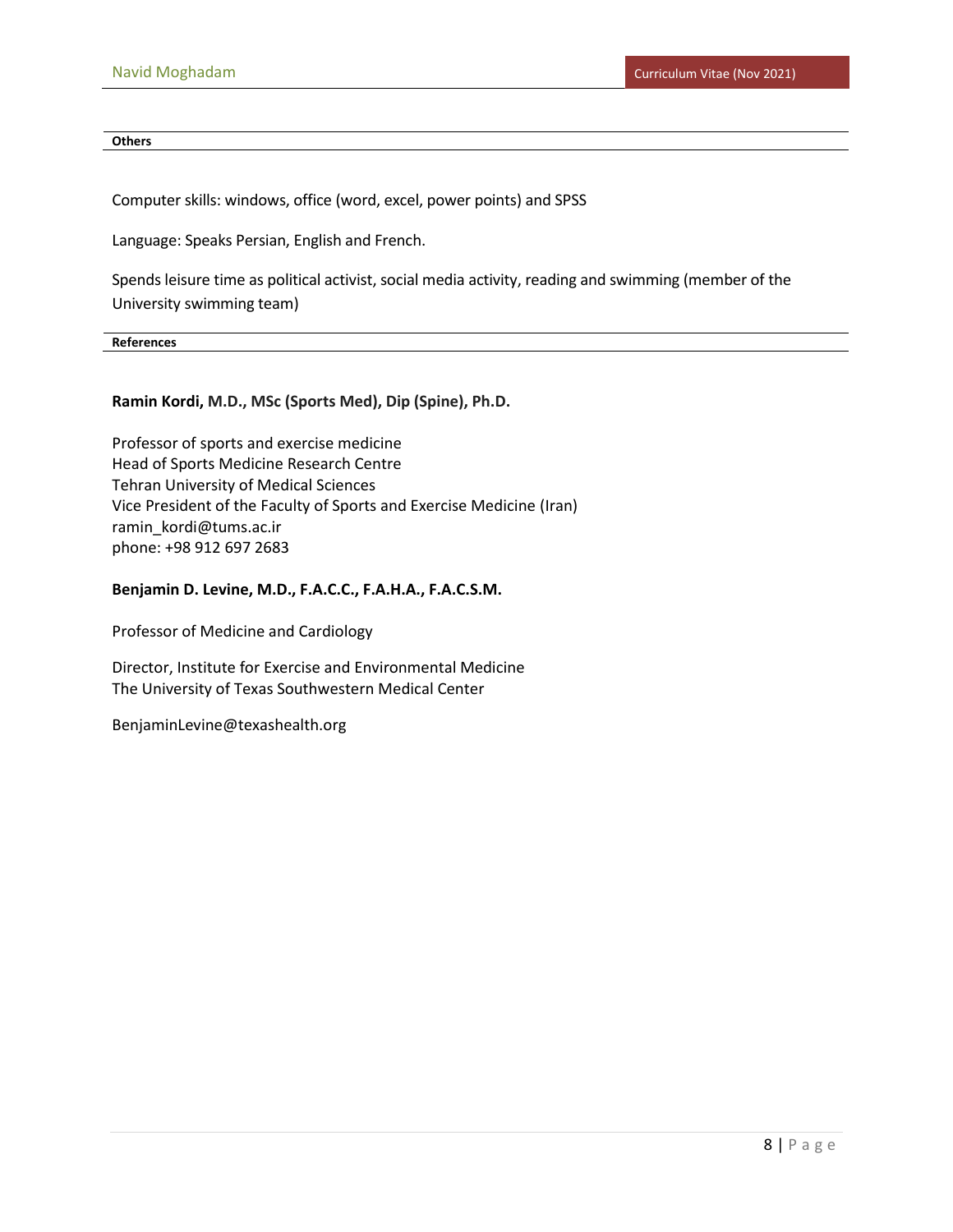## Others

Computer skills: windows, office (word, excel, power points) and SPSS

Language: Speaks Persian, English and French.

Spends leisure time as political activist, social media activity, reading and swimming (member of the University swimming team)

## References

**Ramin Kordi, M.D., MSc (Sports Med), Dip (Spine), Ph.D.**

Professor of sports and exercise medicine
Head of Sports Medicine Research Centre
Tehran University of Medical Sciences
Vice President of the Faculty of Sports and Exercise Medicine (Iran)
ramin_kordi@tums.ac.ir
phone: +98 912 697 2683

**Benjamin D. Levine, M.D., F.A.C.C., F.A.H.A., F.A.C.S.M.**

Professor of Medicine and Cardiology

Director, Institute for Exercise and Environmental Medicine
The University of Texas Southwestern Medical Center

BenjaminLevine@texashealth.org